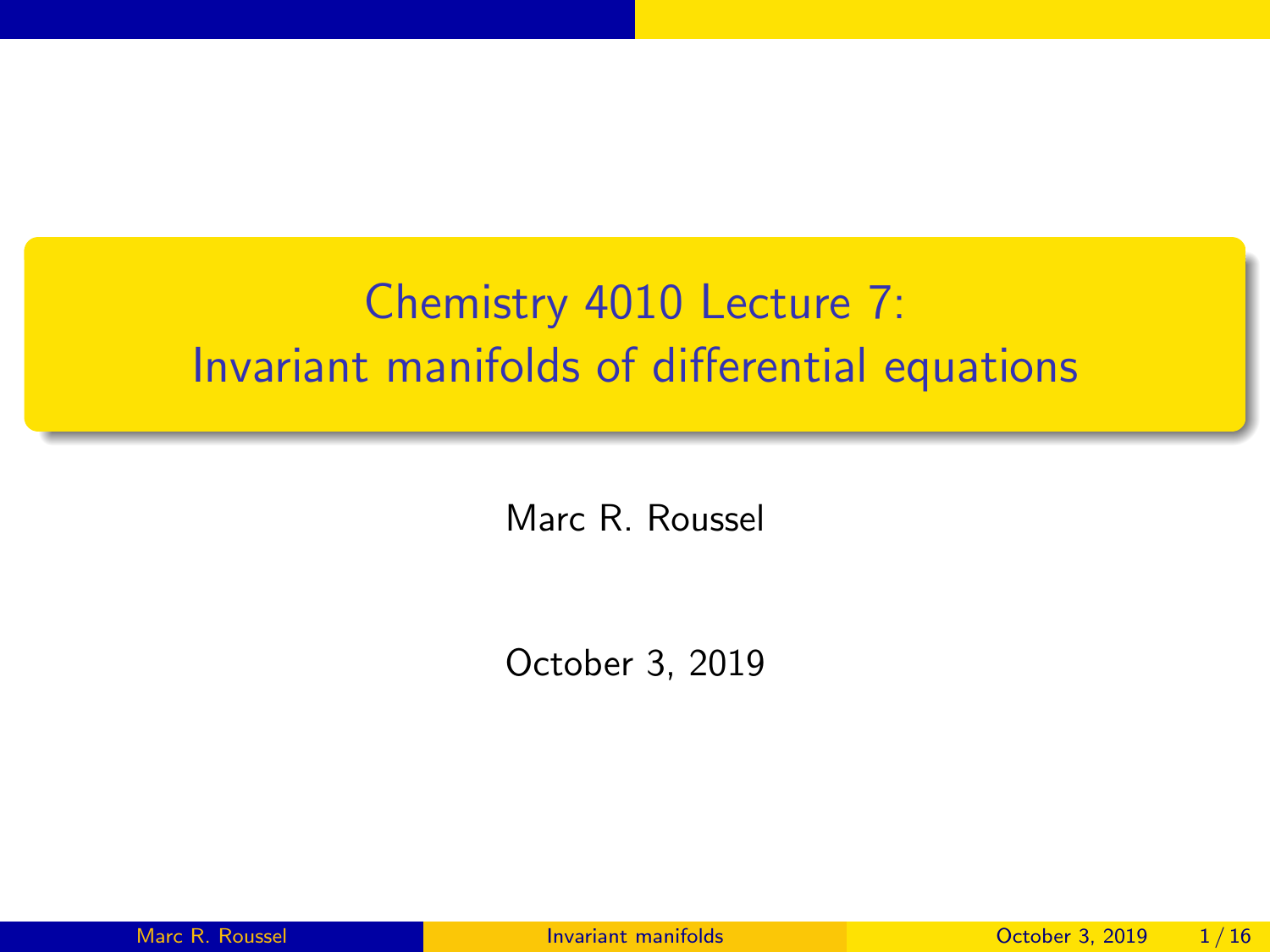# Chemistry 4010 Lecture 7: Invariant manifolds of differential equations

Marc R. Roussel

October 3, 2019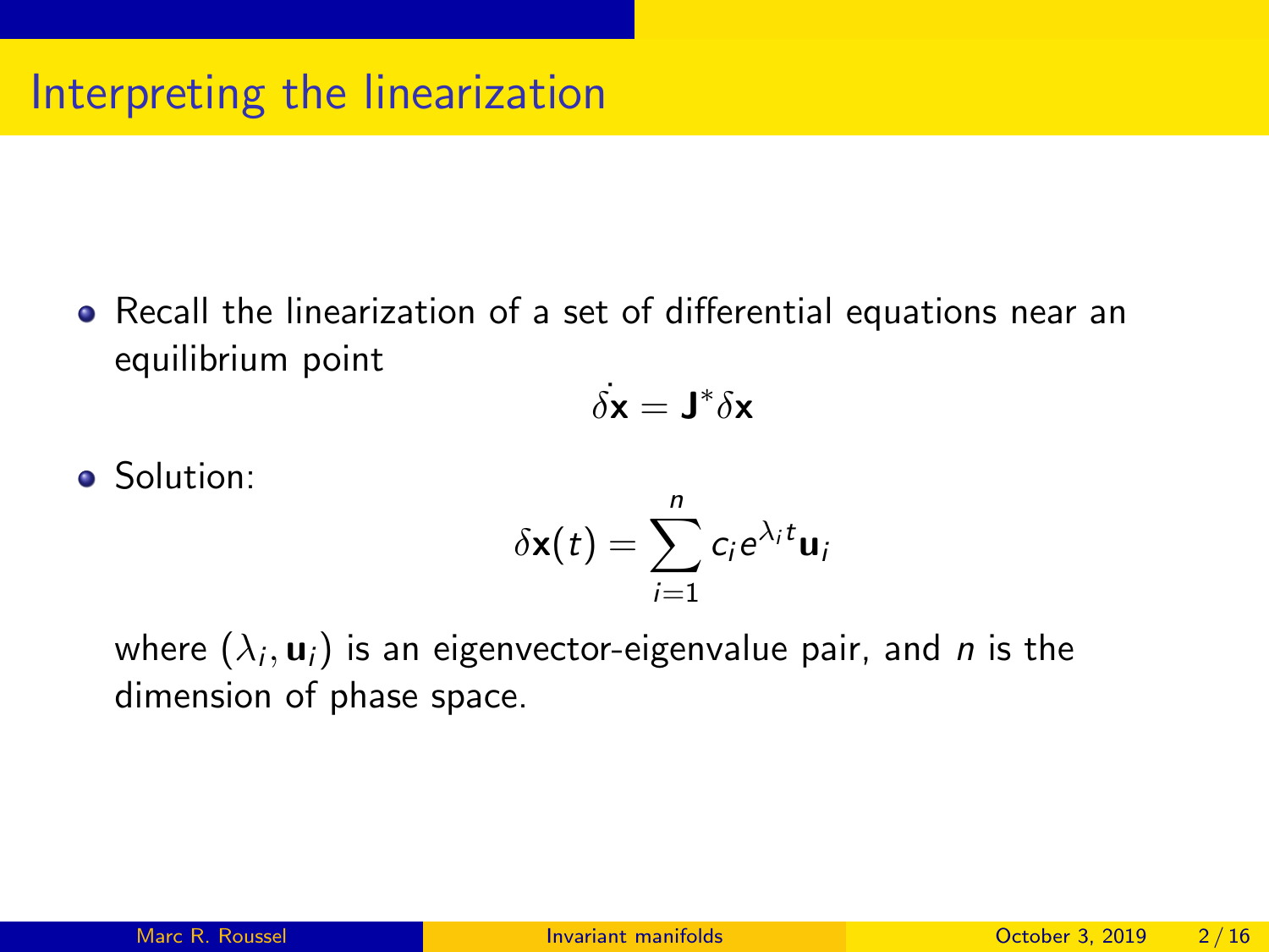# Interpreting the linearization

- Recall the linearization of a set of differential equations near an equilibrium point

$$\dot{\delta\mathbf{x}} = \mathbf{J}^*\delta\mathbf{x}$$

- Solution:

$$\delta\mathbf{x}(t) = \sum_{i=1}^{n} c_i e^{\lambda_i t}\mathbf{u}_i$$

where $(\lambda_i, \mathbf{u}_i)$ is an eigenvector-eigenvalue pair, and $n$ is the dimension of phase space.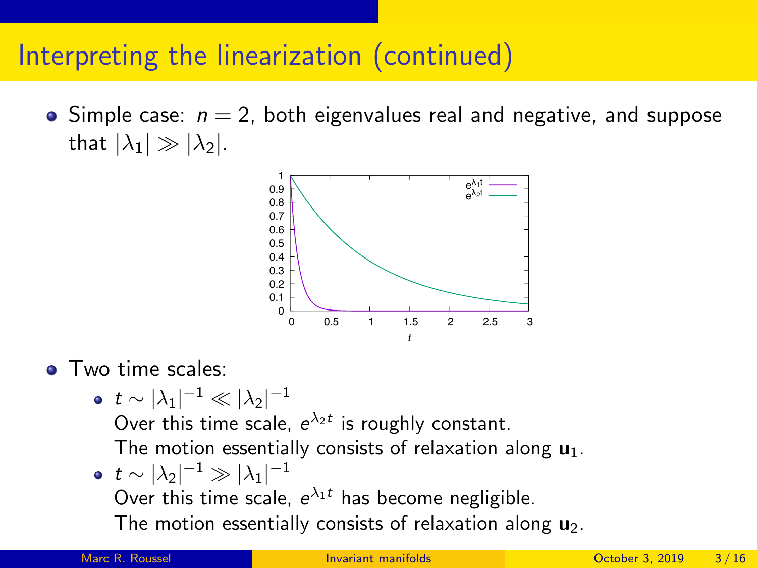# Interpreting the linearization (continued)

- Simple case: $n = 2$, both eigenvalues real and negative, and suppose that $|\lambda_1| \gg |\lambda_2|$.

- Two time scales:
  - $t \sim |\lambda_1|^{-1} \ll |\lambda_2|^{-1}$
    Over this time scale, $e^{\lambda_2 t}$ is roughly constant.
    The motion essentially consists of relaxation along $\mathbf{u}_1$.
  - $t \sim |\lambda_2|^{-1} \gg |\lambda_1|^{-1}$
    Over this time scale, $e^{\lambda_1 t}$ has become negligible.
    The motion essentially consists of relaxation along $\mathbf{u}_2$.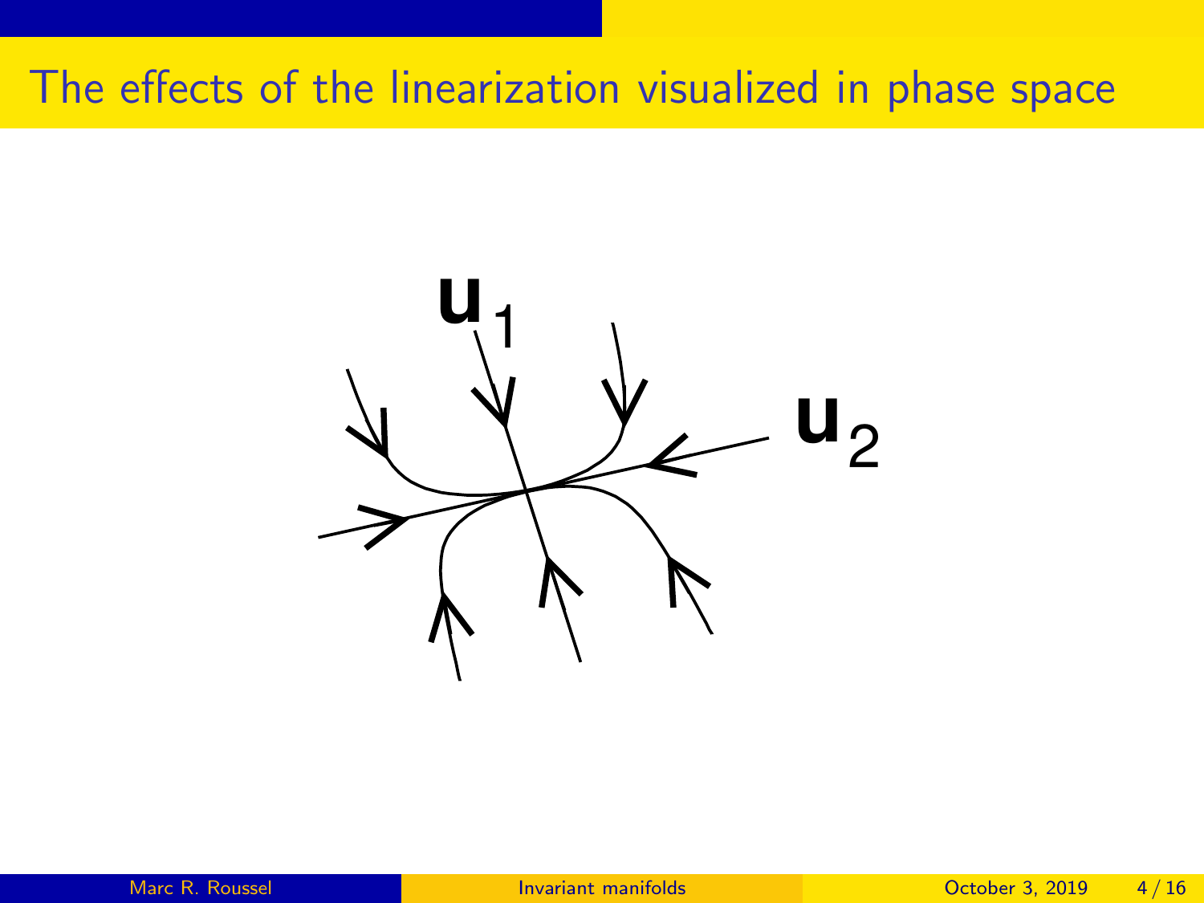# The effects of the linearization visualized in phase space

$\mathbf{u}_1$

$\mathbf{u}_2$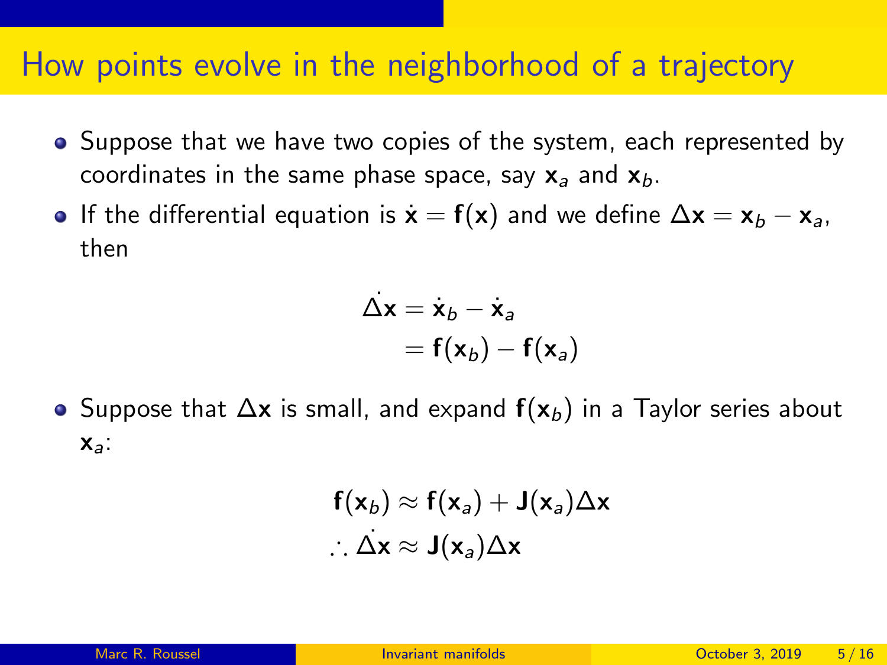# How points evolve in the neighborhood of a trajectory

- Suppose that we have two copies of the system, each represented by coordinates in the same phase space, say $\mathbf{x}_a$ and $\mathbf{x}_b$.
- If the differential equation is $\dot{\mathbf{x}} = \mathbf{f}(\mathbf{x})$ and we define $\Delta\mathbf{x} = \mathbf{x}_b - \mathbf{x}_a$, then

$$
\begin{aligned}
\dot{\Delta\mathbf{x}} &= \dot{\mathbf{x}}_b - \dot{\mathbf{x}}_a \\
&= \mathbf{f}(\mathbf{x}_b) - \mathbf{f}(\mathbf{x}_a)
\end{aligned}
$$

- Suppose that $\Delta\mathbf{x}$ is small, and expand $\mathbf{f}(\mathbf{x}_b)$ in a Taylor series about $\mathbf{x}_a$:

$$
\begin{aligned}
\mathbf{f}(\mathbf{x}_b) &\approx \mathbf{f}(\mathbf{x}_a) + \mathbf{J}(\mathbf{x}_a)\Delta\mathbf{x} \\
\therefore \dot{\Delta\mathbf{x}} &\approx \mathbf{J}(\mathbf{x}_a)\Delta\mathbf{x}
\end{aligned}
$$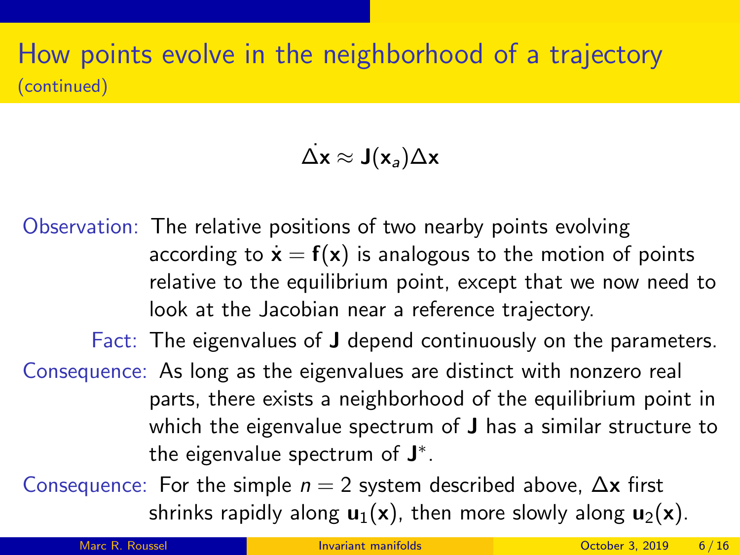# How points evolve in the neighborhood of a trajectory (continued)

$$\dot{\Delta \mathbf{x}} \approx \mathbf{J}(\mathbf{x}_a)\Delta \mathbf{x}$$

Observation: The relative positions of two nearby points evolving according to $\dot{\mathbf{x}} = \mathbf{f}(\mathbf{x})$ is analogous to the motion of points relative to the equilibrium point, except that we now need to look at the Jacobian near a reference trajectory.

Fact: The eigenvalues of $\mathbf{J}$ depend continuously on the parameters.

Consequence: As long as the eigenvalues are distinct with nonzero real parts, there exists a neighborhood of the equilibrium point in which the eigenvalue spectrum of $\mathbf{J}$ has a similar structure to the eigenvalue spectrum of $\mathbf{J}^*$.

Consequence: For the simple $n = 2$ system described above, $\Delta \mathbf{x}$ first shrinks rapidly along $\mathbf{u}_1(\mathbf{x})$, then more slowly along $\mathbf{u}_2(\mathbf{x})$.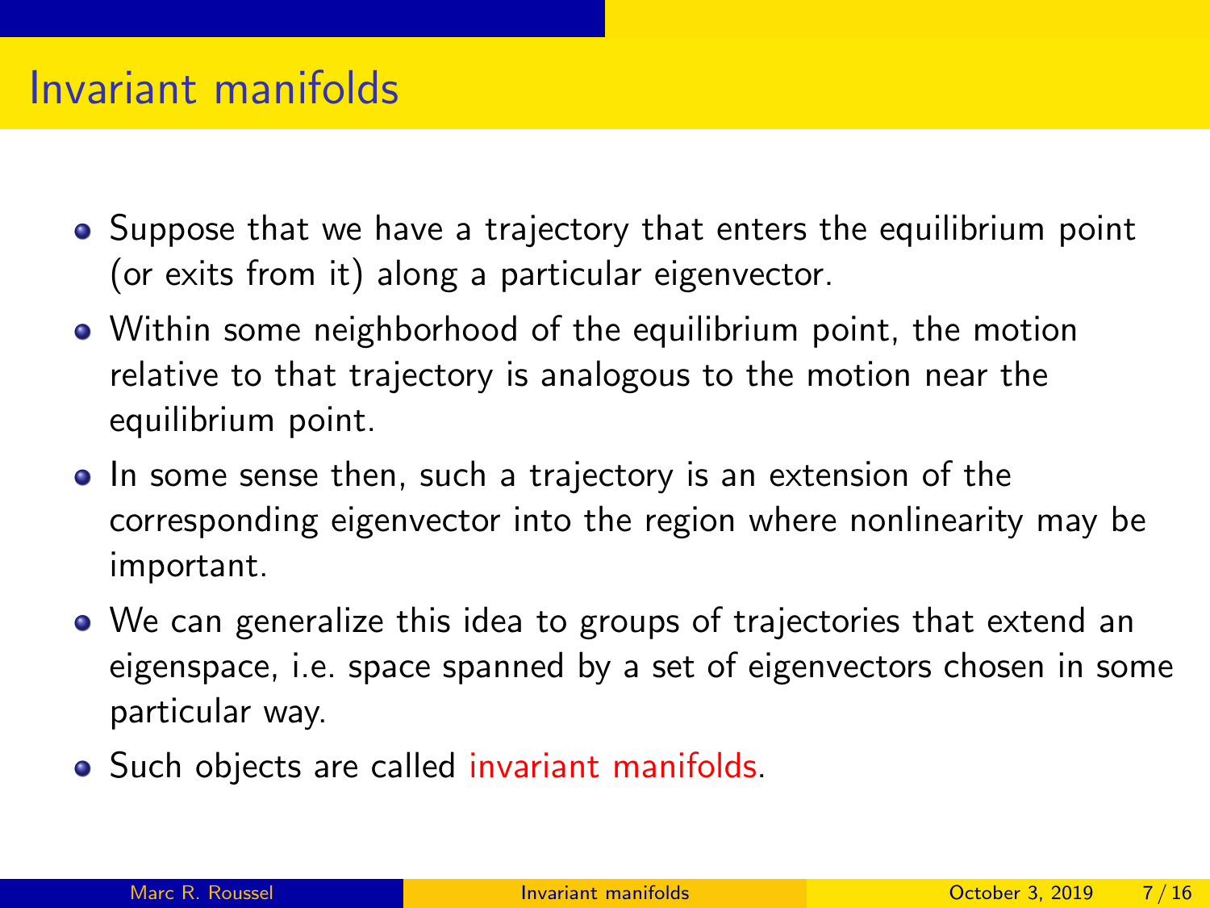# Invariant manifolds

- Suppose that we have a trajectory that enters the equilibrium point (or exits from it) along a particular eigenvector.
- Within some neighborhood of the equilibrium point, the motion relative to that trajectory is analogous to the motion near the equilibrium point.
- In some sense then, such a trajectory is an extension of the corresponding eigenvector into the region where nonlinearity may be important.
- We can generalize this idea to groups of trajectories that extend an eigenspace, i.e. space spanned by a set of eigenvectors chosen in some particular way.
- Such objects are called invariant manifolds.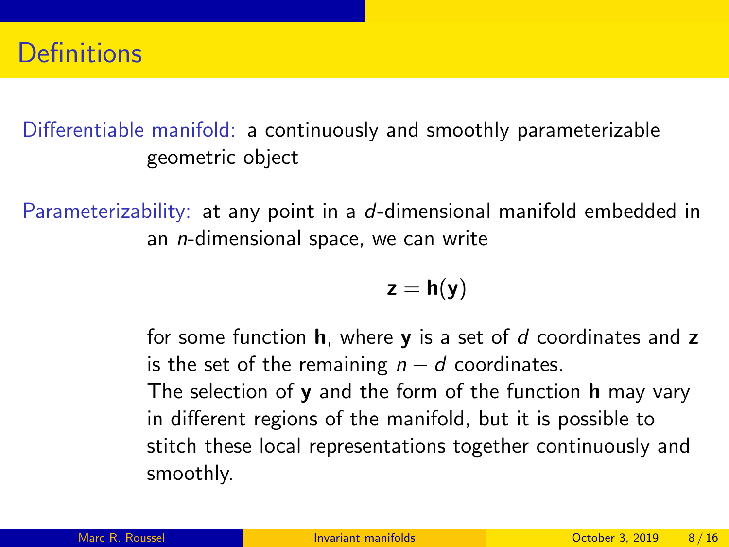## Definitions

Differentiable manifold: a continuously and smoothly parameterizable geometric object

Parameterizability: at any point in a $d$-dimensional manifold embedded in an $n$-dimensional space, we can write

$$\mathbf{z} = \mathbf{h}(\mathbf{y})$$

for some function $\mathbf{h}$, where $\mathbf{y}$ is a set of $d$ coordinates and $\mathbf{z}$ is the set of the remaining $n - d$ coordinates.

The selection of $\mathbf{y}$ and the form of the function $\mathbf{h}$ may vary in different regions of the manifold, but it is possible to stitch these local representations together continuously and smoothly.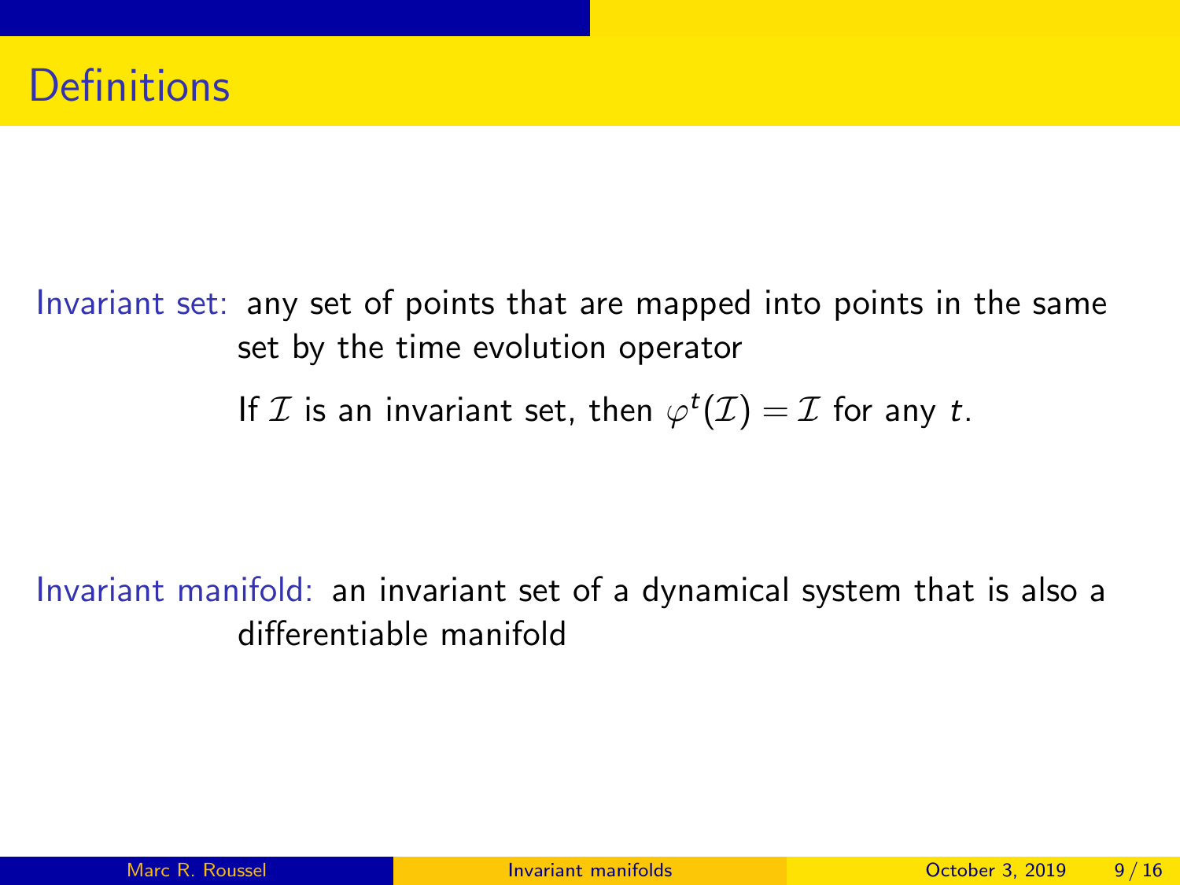# Definitions

Invariant set: any set of points that are mapped into points in the same set by the time evolution operator

If $\mathcal{I}$ is an invariant set, then $\varphi^t(\mathcal{I}) = \mathcal{I}$ for any $t$.

Invariant manifold: an invariant set of a dynamical system that is also a differentiable manifold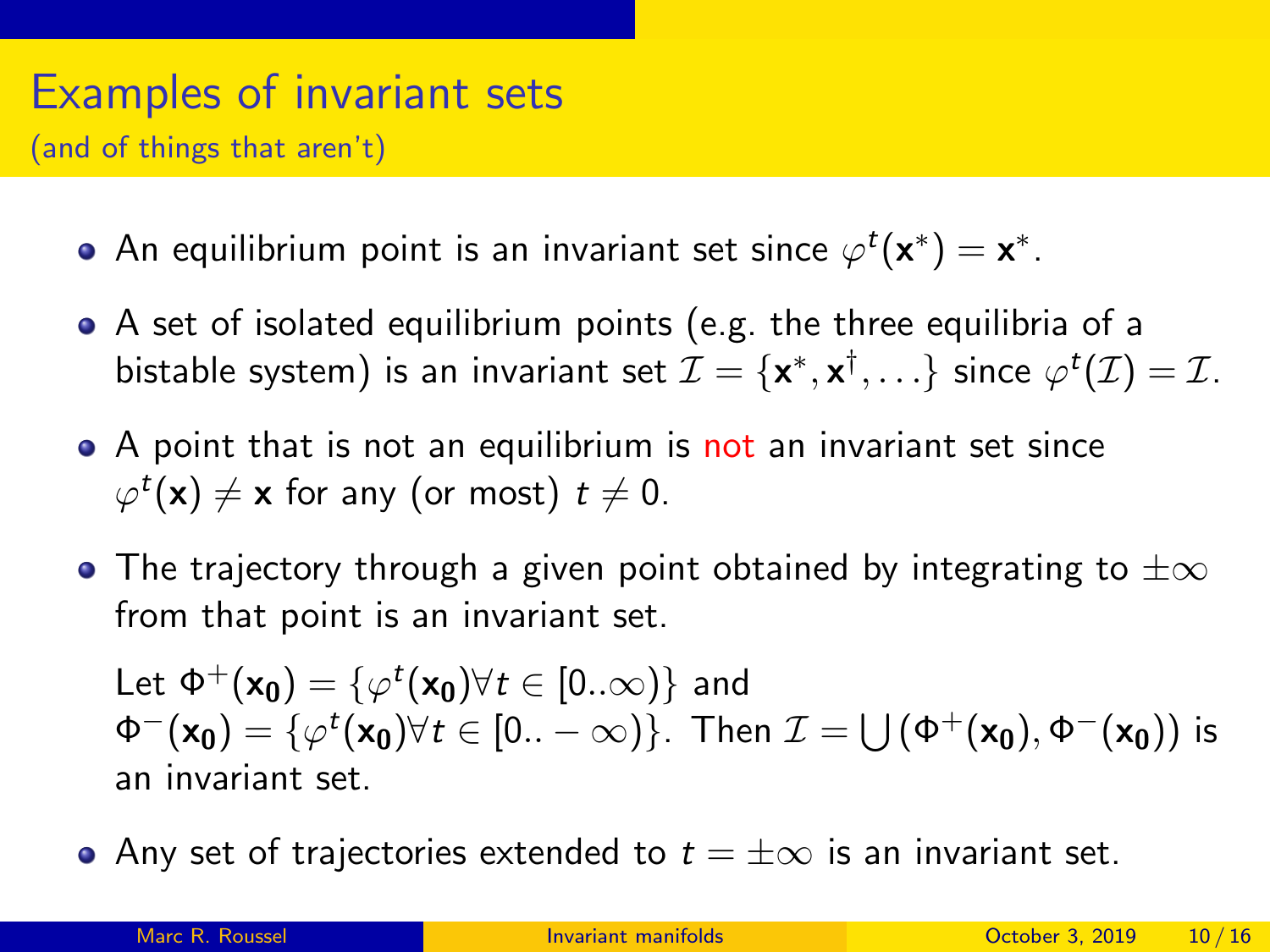# Examples of invariant sets

(and of things that aren't)

- An equilibrium point is an invariant set since $\varphi^t(\mathbf{x}^*) = \mathbf{x}^*$.
- A set of isolated equilibrium points (e.g. the three equilibria of a bistable system) is an invariant set $\mathcal{I} = \{\mathbf{x}^*, \mathbf{x}^\dagger, \ldots\}$ since $\varphi^t(\mathcal{I}) = \mathcal{I}$.
- A point that is not an equilibrium is not an invariant set since $\varphi^t(\mathbf{x}) \neq \mathbf{x}$ for any (or most) $t \neq 0$.
- The trajectory through a given point obtained by integrating to $\pm\infty$ from that point is an invariant set.

  Let $\Phi^+(\mathbf{x_0}) = \{\varphi^t(\mathbf{x_0}) \forall t \in [0..\infty)\}$ and $\Phi^-(\mathbf{x_0}) = \{\varphi^t(\mathbf{x_0}) \forall t \in [0..-\infty)\}$. Then $\mathcal{I} = \bigcup(\Phi^+(\mathbf{x_0}), \Phi^-(\mathbf{x_0}))$ is an invariant set.
- Any set of trajectories extended to $t = \pm\infty$ is an invariant set.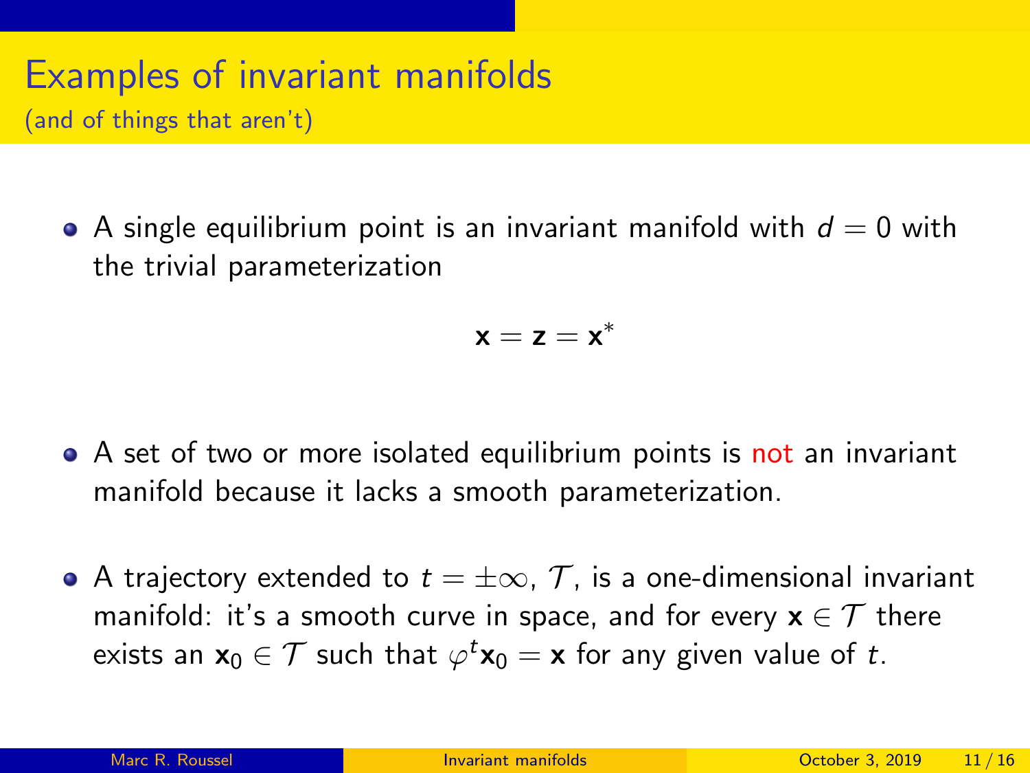# Examples of invariant manifolds

(and of things that aren't)

- A single equilibrium point is an invariant manifold with $d = 0$ with the trivial parameterization

$$\mathbf{x} = \mathbf{z} = \mathbf{x}^*$$

- A set of two or more isolated equilibrium points is not an invariant manifold because it lacks a smooth parameterization.

- A trajectory extended to $t = \pm\infty$, $\mathcal{T}$, is a one-dimensional invariant manifold: it's a smooth curve in space, and for every $\mathbf{x} \in \mathcal{T}$ there exists an $\mathbf{x}_0 \in \mathcal{T}$ such that $\varphi^t \mathbf{x}_0 = \mathbf{x}$ for any given value of $t$.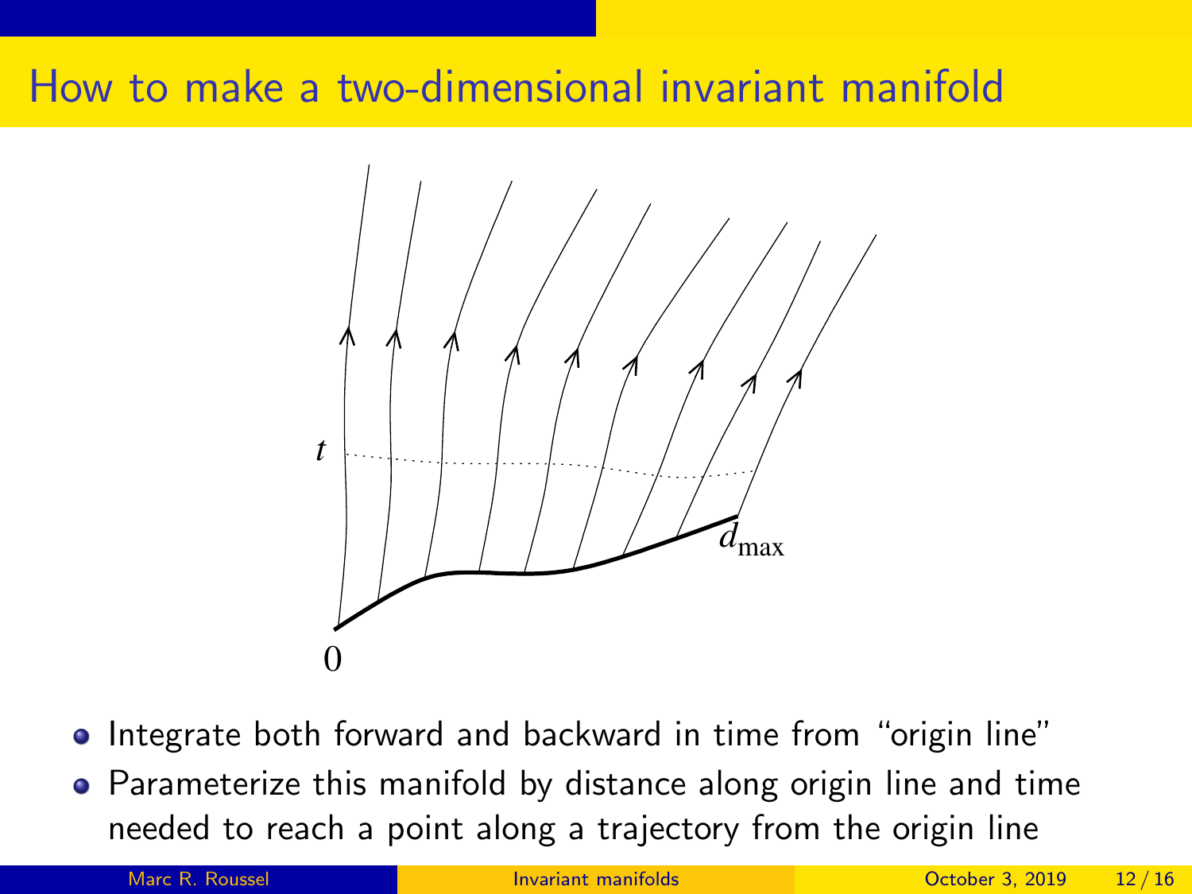# How to make a two-dimensional invariant manifold

- Integrate both forward and backward in time from “origin line”
- Parameterize this manifold by distance along origin line and time needed to reach a point along a trajectory from the origin line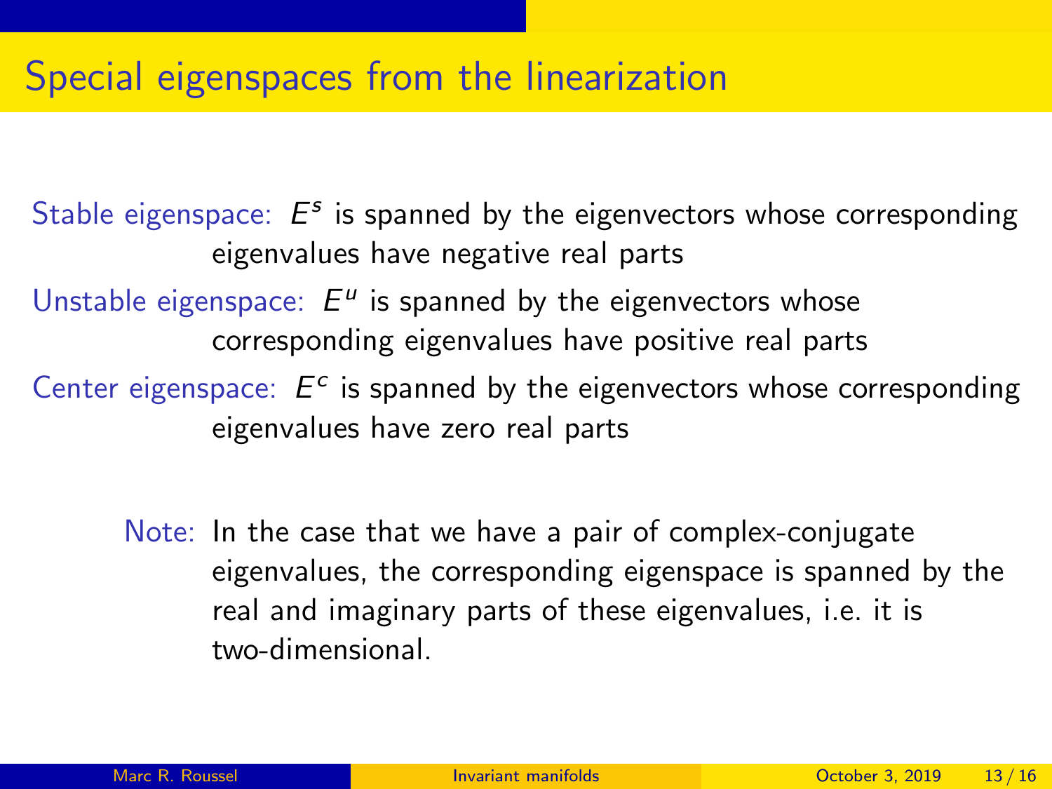# Special eigenspaces from the linearization

**Stable eigenspace:** $E^s$ is spanned by the eigenvectors whose corresponding eigenvalues have negative real parts

**Unstable eigenspace:** $E^u$ is spanned by the eigenvectors whose corresponding eigenvalues have positive real parts

**Center eigenspace:** $E^c$ is spanned by the eigenvectors whose corresponding eigenvalues have zero real parts

**Note:** In the case that we have a pair of complex-conjugate eigenvalues, the corresponding eigenspace is spanned by the real and imaginary parts of these eigenvalues, i.e. it is two-dimensional.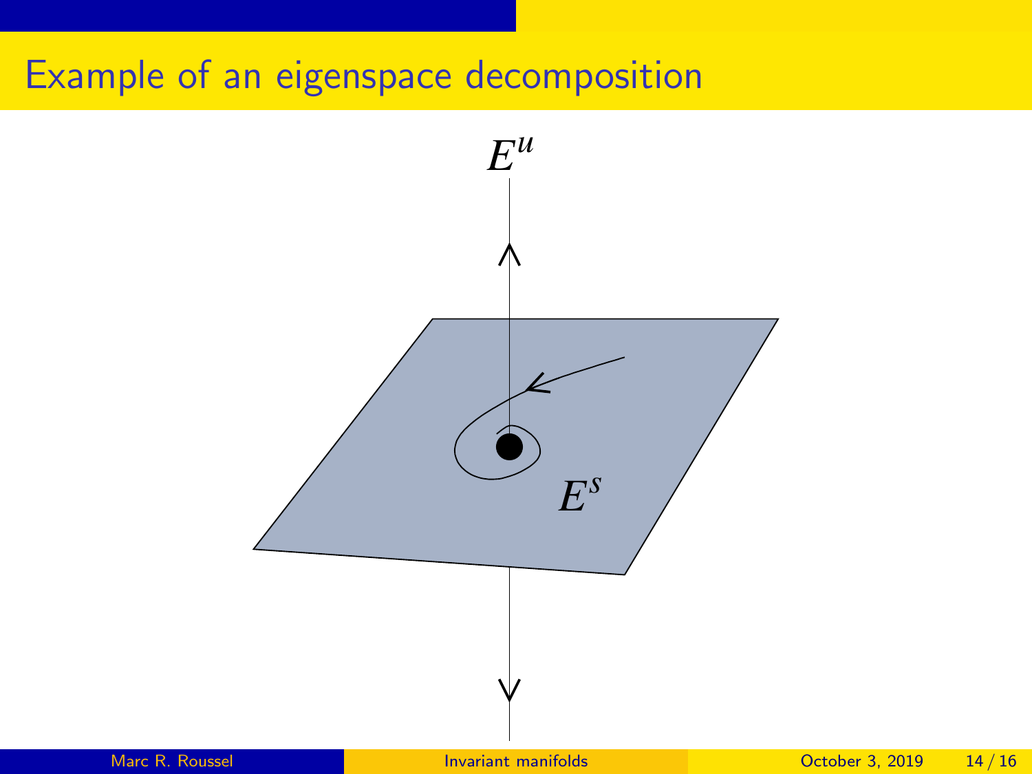# Example of an eigenspace decomposition

$E^u$

$E^s$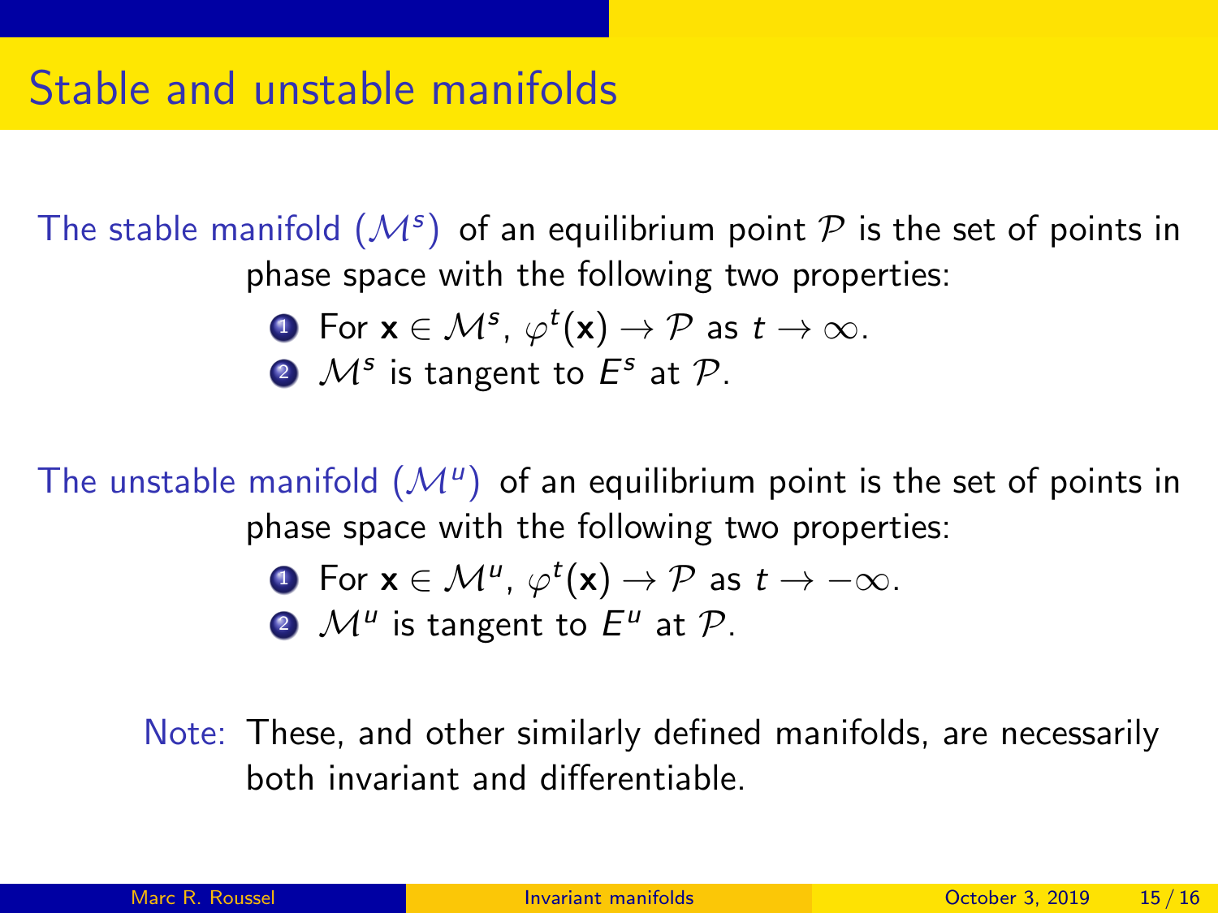# Stable and unstable manifolds

The stable manifold ($\mathcal{M}^s$) of an equilibrium point $\mathcal{P}$ is the set of points in phase space with the following two properties:

1. For $\mathbf{x} \in \mathcal{M}^s$, $\varphi^t(\mathbf{x}) \to \mathcal{P}$ as $t \to \infty$.
2. $\mathcal{M}^s$ is tangent to $E^s$ at $\mathcal{P}$.

The unstable manifold ($\mathcal{M}^u$) of an equilibrium point is the set of points in phase space with the following two properties:

1. For $\mathbf{x} \in \mathcal{M}^u$, $\varphi^t(\mathbf{x}) \to \mathcal{P}$ as $t \to -\infty$.
2. $\mathcal{M}^u$ is tangent to $E^u$ at $\mathcal{P}$.

Note: These, and other similarly defined manifolds, are necessarily both invariant and differentiable.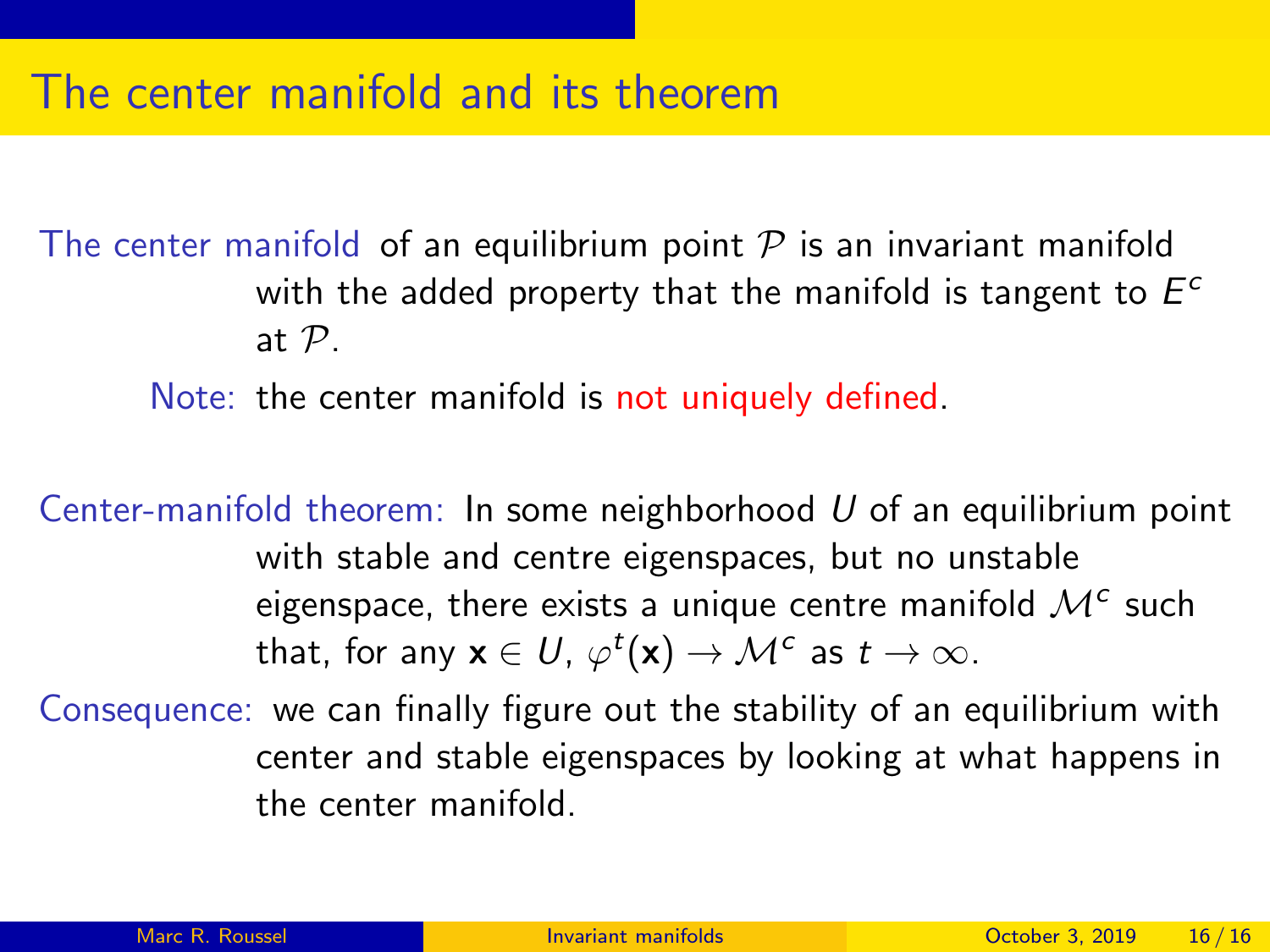# The center manifold and its theorem

**The center manifold** of an equilibrium point $\mathcal{P}$ is an invariant manifold with the added property that the manifold is tangent to $E^c$ at $\mathcal{P}$.

**Note:** the center manifold is not uniquely defined.

**Center-manifold theorem:** In some neighborhood $U$ of an equilibrium point with stable and centre eigenspaces, but no unstable eigenspace, there exists a unique centre manifold $\mathcal{M}^c$ such that, for any $\mathbf{x} \in U$, $\varphi^t(\mathbf{x}) \to \mathcal{M}^c$ as $t \to \infty$.

**Consequence:** we can finally figure out the stability of an equilibrium with center and stable eigenspaces by looking at what happens in the center manifold.